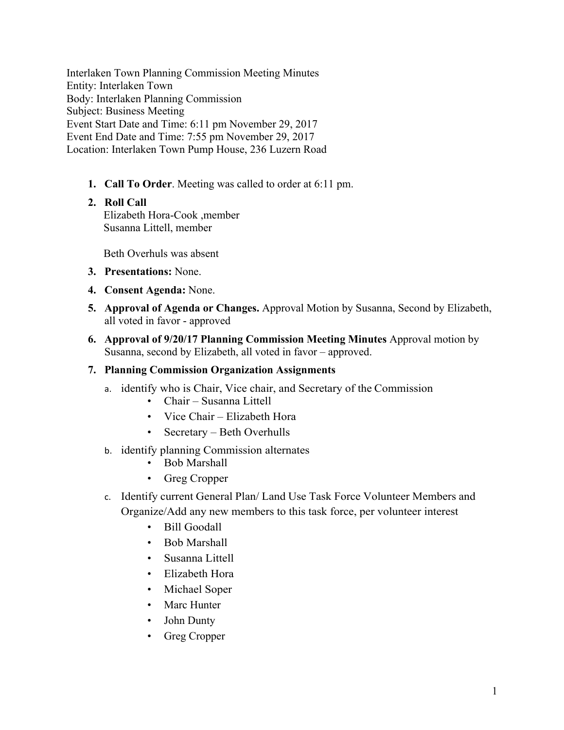Interlaken Town Planning Commission Meeting Minutes
Entity: Interlaken Town
Body: Interlaken Planning Commission
Subject: Business Meeting
Event Start Date and Time: 6:11 pm November 29, 2017
Event End Date and Time: 7:55 pm November 29, 2017
Location: Interlaken Town Pump House, 236 Luzern Road

1. **Call To Order**. Meeting was called to order at 6:11 pm.
2. **Roll Call**
   Elizabeth Hora-Cook ,member
   Susanna Littell, member

   Beth Overhuls was absent
3. **Presentations:** None.
4. **Consent Agenda:** None.
5. **Approval of Agenda or Changes.** Approval Motion by Susanna, Second by Elizabeth, all voted in favor - approved
6. **Approval of 9/20/17 Planning Commission Meeting Minutes** Approval motion by Susanna, second by Elizabeth, all voted in favor – approved.
7. **Planning Commission Organization Assignments**
   a. identify who is Chair, Vice chair, and Secretary of the Commission
      - Chair – Susanna Littell
      - Vice Chair – Elizabeth Hora
      - Secretary – Beth Overhulls
   b. identify planning Commission alternates
      - Bob Marshall
      - Greg Cropper
   c. Identify current General Plan/ Land Use Task Force Volunteer Members and Organize/Add any new members to this task force, per volunteer interest
      - Bill Goodall
      - Bob Marshall
      - Susanna Littell
      - Elizabeth Hora
      - Michael Soper
      - Marc Hunter
      - John Dunty
      - Greg Cropper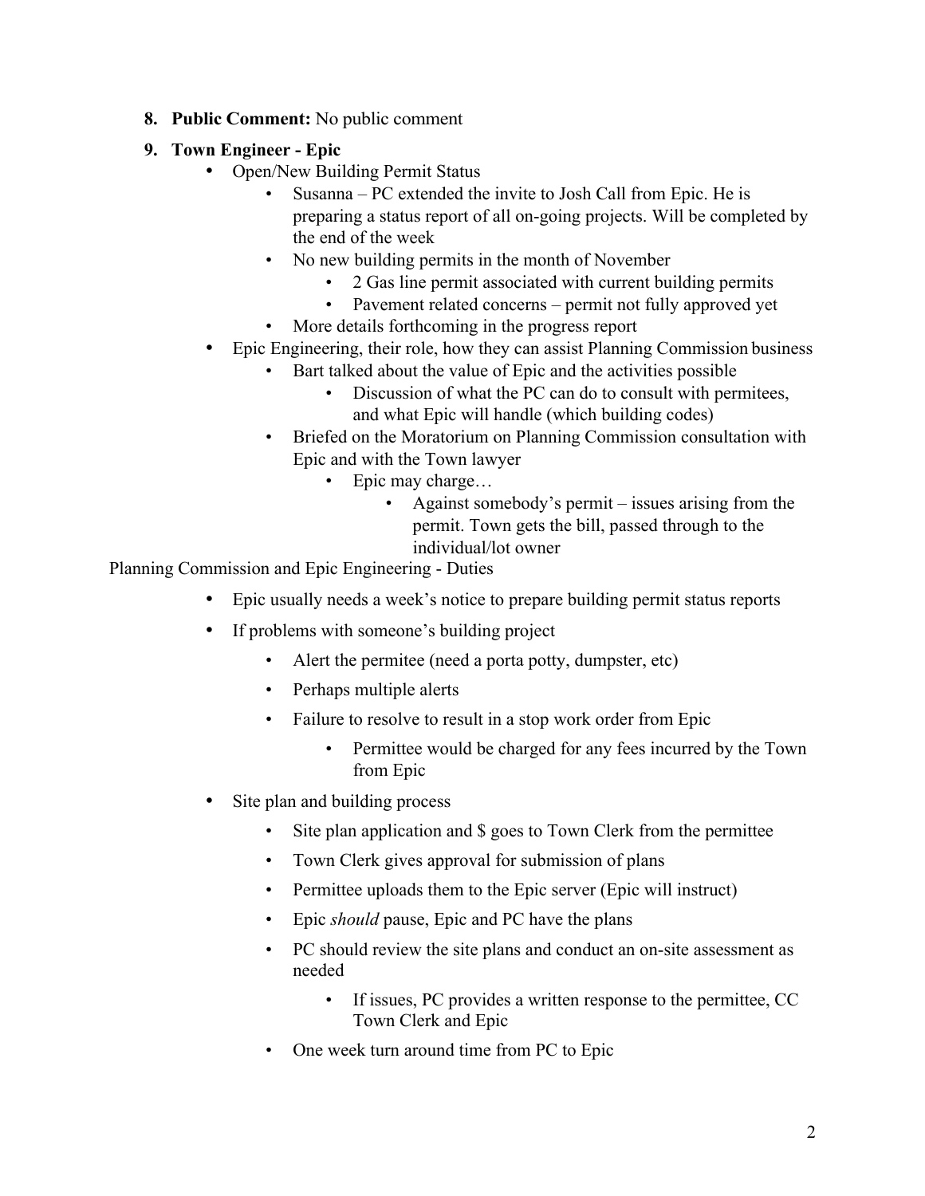8. **Public Comment:** No public comment

9. **Town Engineer - Epic**
    - Open/New Building Permit Status
        - Susanna – PC extended the invite to Josh Call from Epic. He is preparing a status report of all on-going projects. Will be completed by the end of the week
        - No new building permits in the month of November
            - 2 Gas line permit associated with current building permits
            - Pavement related concerns – permit not fully approved yet
        - More details forthcoming in the progress report
    - Epic Engineering, their role, how they can assist Planning Commission business
        - Bart talked about the value of Epic and the activities possible
            - Discussion of what the PC can do to consult with permitees, and what Epic will handle (which building codes)
        - Briefed on the Moratorium on Planning Commission consultation with Epic and with the Town lawyer
            - Epic may charge…
                - Against somebody's permit – issues arising from the permit. Town gets the bill, passed through to the individual/lot owner

Planning Commission and Epic Engineering - Duties

- Epic usually needs a week's notice to prepare building permit status reports
- If problems with someone's building project
    - Alert the permitee (need a porta potty, dumpster, etc)
    - Perhaps multiple alerts
    - Failure to resolve to result in a stop work order from Epic
        - Permittee would be charged for any fees incurred by the Town from Epic
- Site plan and building process
    - Site plan application and $ goes to Town Clerk from the permittee
    - Town Clerk gives approval for submission of plans
    - Permittee uploads them to the Epic server (Epic will instruct)
    - Epic *should* pause, Epic and PC have the plans
    - PC should review the site plans and conduct an on-site assessment as needed
        - If issues, PC provides a written response to the permittee, CC Town Clerk and Epic
    - One week turn around time from PC to Epic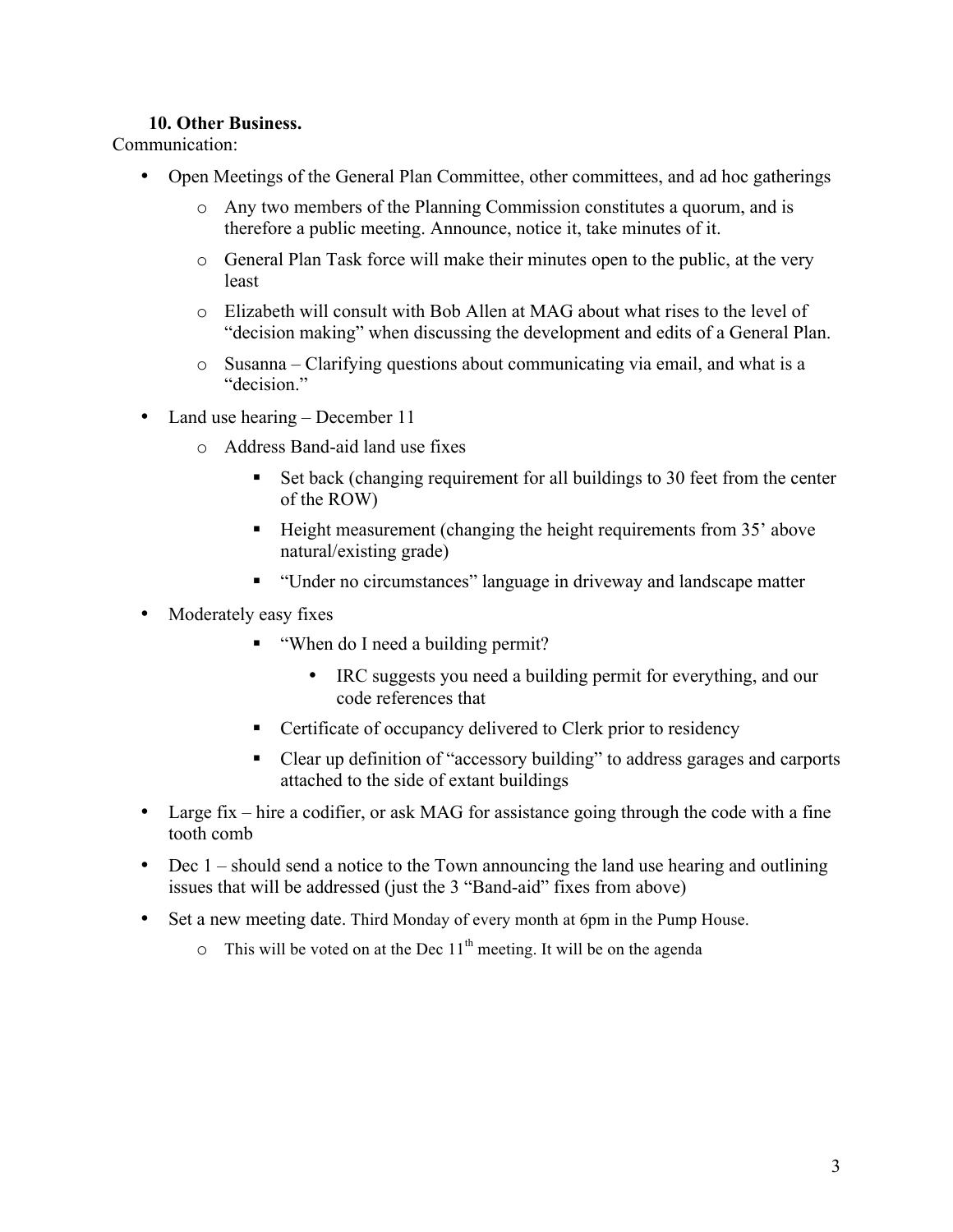**10. Other Business.**

Communication:

- Open Meetings of the General Plan Committee, other committees, and ad hoc gatherings
    - Any two members of the Planning Commission constitutes a quorum, and is therefore a public meeting. Announce, notice it, take minutes of it.
    - General Plan Task force will make their minutes open to the public, at the very least
    - Elizabeth will consult with Bob Allen at MAG about what rises to the level of "decision making" when discussing the development and edits of a General Plan.
    - Susanna – Clarifying questions about communicating via email, and what is a "decision."
- Land use hearing – December 11
    - Address Band-aid land use fixes
        - Set back (changing requirement for all buildings to 30 feet from the center of the ROW)
        - Height measurement (changing the height requirements from 35' above natural/existing grade)
        - "Under no circumstances" language in driveway and landscape matter
- Moderately easy fixes
    - "When do I need a building permit?
        - IRC suggests you need a building permit for everything, and our code references that
    - Certificate of occupancy delivered to Clerk prior to residency
    - Clear up definition of "accessory building" to address garages and carports attached to the side of extant buildings
- Large fix – hire a codifier, or ask MAG for assistance going through the code with a fine tooth comb
- Dec 1 – should send a notice to the Town announcing the land use hearing and outlining issues that will be addressed (just the 3 "Band-aid" fixes from above)
- Set a new meeting date. Third Monday of every month at 6pm in the Pump House.
    - This will be voted on at the Dec 11th meeting. It will be on the agenda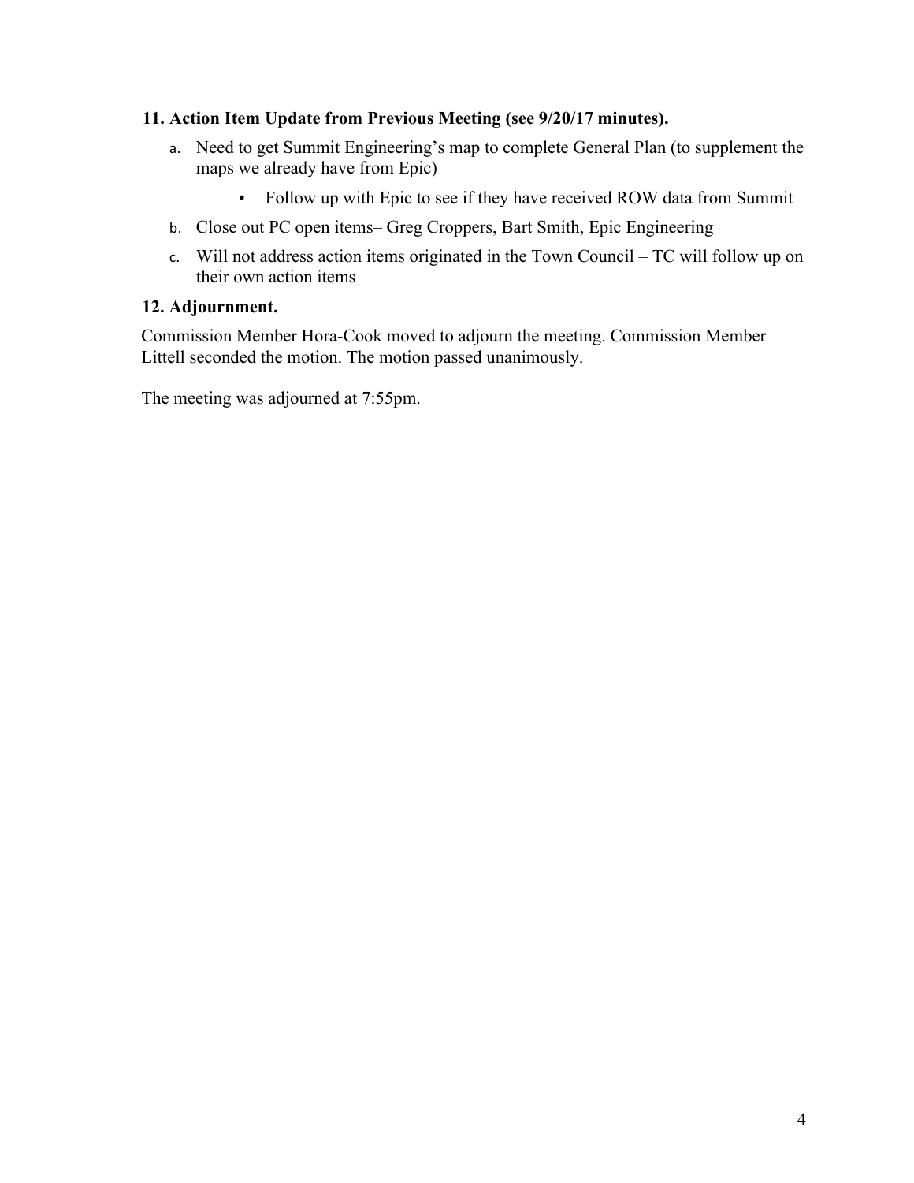**11. Action Item Update from Previous Meeting (see 9/20/17 minutes).**

a. Need to get Summit Engineering's map to complete General Plan (to supplement the maps we already have from Epic)
    - Follow up with Epic to see if they have received ROW data from Summit

b. Close out PC open items– Greg Croppers, Bart Smith, Epic Engineering

c. Will not address action items originated in the Town Council – TC will follow up on their own action items

**12. Adjournment.**

Commission Member Hora-Cook moved to adjourn the meeting. Commission Member Littell seconded the motion. The motion passed unanimously.

The meeting was adjourned at 7:55pm.